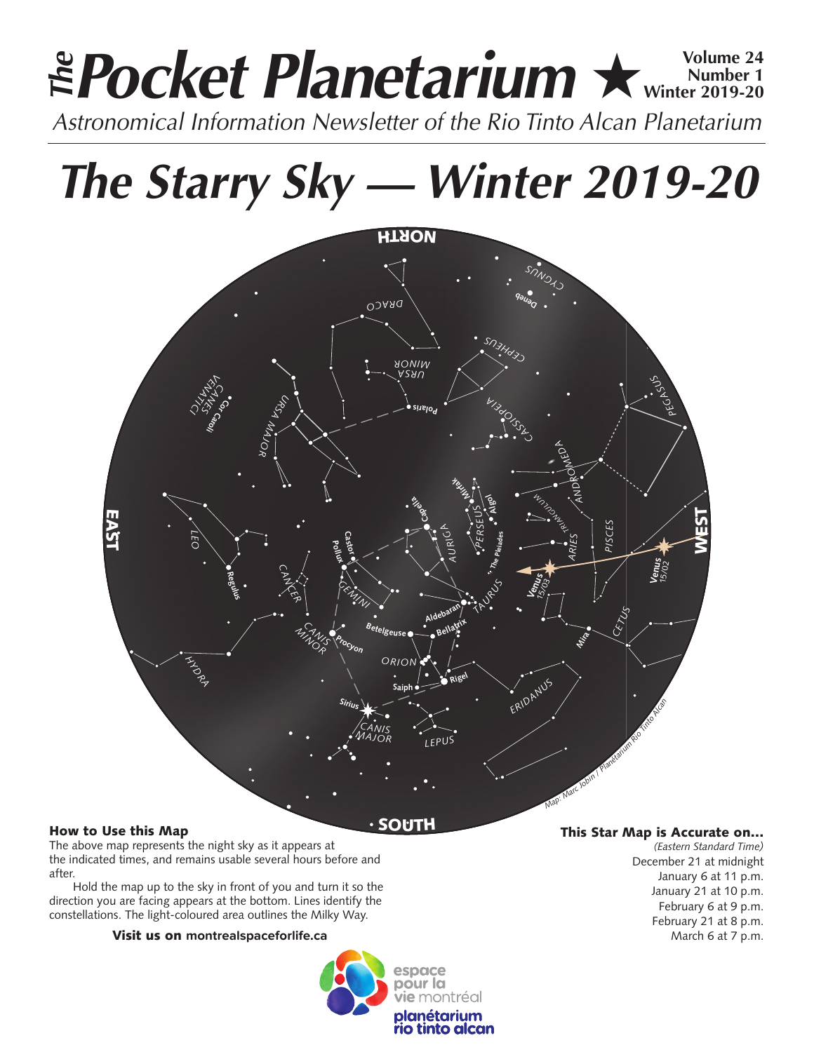# *The* Pocket Planetarium ★

**Volume 24 Number 1 Winter 2019-20**

*Astronomical Information Newsletter of the Rio Tinto Alcan Planetarium*

# *The Starry Sky — Winter 2019-20*

### How to Use this Map

The above map represents the night sky as it appears at the indicated times, and remains usable several hours before and after.

Hold the map up to the sky in front of you and turn it so the direction you are facing appears at the bottom. Lines identify the constellations. The light-coloured area outlines the Milky Way.

**Visit us on montrealspaceforlife.ca**

### This Star Map is Accurate on...

*(Eastern Standard Time)*

December 21 at midnight
January 6 at 11 p.m.
January 21 at 10 p.m.
February 6 at 9 p.m.
February 21 at 8 p.m.
March 6 at 7 p.m.

espace pour la vie montréal
planétarium rio tinto alcan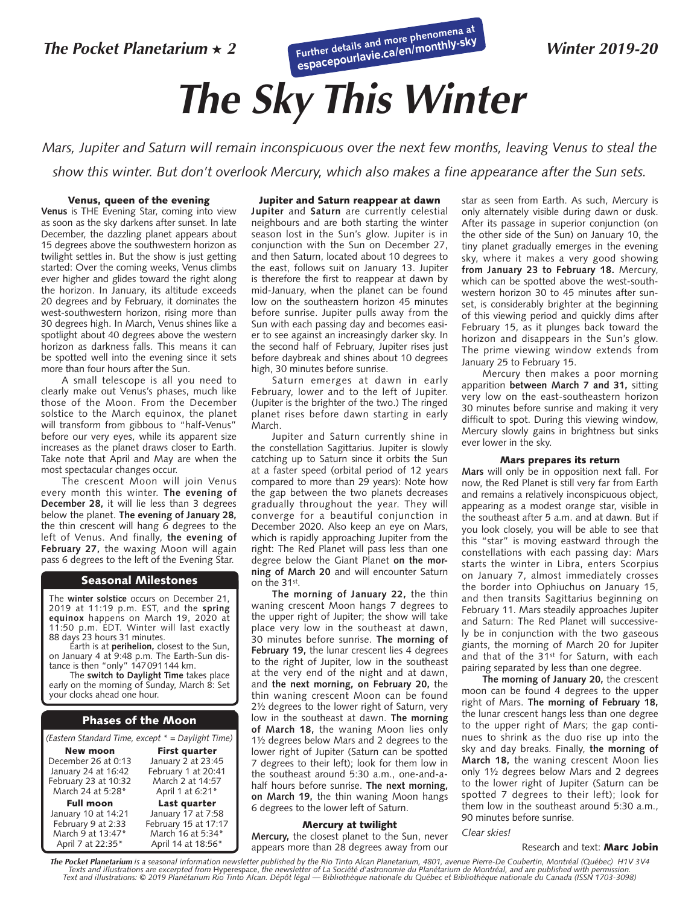*Further details and more phenomena at espacepourlavie.ca/en/monthly-sky*

# The Sky This Winter

*Mars, Jupiter and Saturn will remain inconspicuous over the next few months, leaving Venus to steal the show this winter. But don't overlook Mercury, which also makes a fine appearance after the Sun sets.*

### Venus, queen of the evening

**Venus** is THE Evening Star, coming into view as soon as the sky darkens after sunset. In late December, the dazzling planet appears about 15 degrees above the southwestern horizon as twilight settles in. But the show is just getting started: Over the coming weeks, Venus climbs ever higher and glides toward the right along the horizon. In January, its altitude exceeds 20 degrees and by February, it dominates the west-southwestern horizon, rising more than 30 degrees high. In March, Venus shines like a spotlight about 40 degrees above the western horizon as darkness falls. This means it can be spotted well into the evening since it sets more than four hours after the Sun.

A small telescope is all you need to clearly make out Venus's phases, much like those of the Moon. From the December solstice to the March equinox, the planet will transform from gibbous to "half-Venus" before our very eyes, while its apparent size increases as the planet draws closer to Earth. Take note that April and May are when the most spectacular changes occur.

The crescent Moon will join Venus every month this winter. **The evening of December 28,** it will lie less than 3 degrees below the planet. **The evening of January 28,** the thin crescent will hang 6 degrees to the left of Venus. And finally, **the evening of February 27,** the waxing Moon will again pass 6 degrees to the left of the Evening Star.

### Seasonal Milestones

The **winter solstice** occurs on December 21, 2019 at 11:19 p.m. EST, and the **spring equinox** happens on March 19, 2020 at 11:50 p.m. EDT. Winter will last exactly 88 days 23 hours 31 minutes.

Earth is at **perihelion,** closest to the Sun, on January 4 at 9:48 p.m. The Earth-Sun distance is then "only" 147 091 144 km.

The **switch to Daylight Time** takes place early on the morning of Sunday, March 8: Set your clocks ahead one hour.

### Phases of the Moon

*(Eastern Standard Time, except * = Daylight Time)*

| New moon | First quarter |
|---|---|
| December 26 at 0:13 | January 2 at 23:45 |
| January 24 at 16:42 | February 1 at 20:41 |
| February 23 at 10:32 | March 2 at 14:57 |
| March 24 at 5:28* | April 1 at 6:21* |
| **Full moon** | **Last quarter** |
| January 10 at 14:21 | January 17 at 7:58 |
| February 9 at 2:33 | February 15 at 17:17 |
| March 9 at 13:47* | March 16 at 5:34* |
| April 7 at 22:35* | April 14 at 18:56* |

### Jupiter and Saturn reappear at dawn

**Jupiter** and **Saturn** are currently celestial neighbours and are both starting the winter season lost in the Sun's glow. Jupiter is in conjunction with the Sun on December 27, and then Saturn, located about 10 degrees to the east, follows suit on January 13. Jupiter is therefore the first to reappear at dawn by mid-January, when the planet can be found low on the southeastern horizon 45 minutes before sunrise. Jupiter pulls away from the Sun with each passing day and becomes easier to see against an increasingly darker sky. In the second half of February, Jupiter rises just before daybreak and shines about 10 degrees high, 30 minutes before sunrise.

Saturn emerges at dawn in early February, lower and to the left of Jupiter. (Jupiter is the brighter of the two.) The ringed planet rises before dawn starting in early March.

Jupiter and Saturn currently shine in the constellation Sagittarius. Jupiter is slowly catching up to Saturn since it orbits the Sun at a faster speed (orbital period of 12 years compared to more than 29 years): Note how the gap between the two planets decreases gradually throughout the year. They will converge for a beautiful conjunction in December 2020. Also keep an eye on Mars, which is rapidly approaching Jupiter from the right: The Red Planet will pass less than one degree below the Giant Planet **on the morning of March 20** and will encounter Saturn on the 31st.

**The morning of January 22,** the thin waning crescent Moon hangs 7 degrees to the upper right of Jupiter; the show will take place very low in the southeast at dawn, 30 minutes before sunrise. **The morning of February 19,** the lunar crescent lies 4 degrees to the right of Jupiter, low in the southeast at the very end of the night and at dawn, and **the next morning, on February 20,** the thin waning crescent Moon can be found 2½ degrees to the lower right of Saturn, very low in the southeast at dawn. **The morning of March 18,** the waning Moon lies only 1½ degrees below Mars and 2 degrees to the lower right of Jupiter (Saturn can be spotted 7 degrees to their left); look for them low in the southeast around 5:30 a.m., one-and-a-half hours before sunrise. **The next morning, on March 19,** the thin waning Moon hangs 6 degrees to the lower left of Saturn.

### Mercury at twilight

**Mercury,** the closest planet to the Sun, never appears more than 28 degrees away from our star as seen from Earth. As such, Mercury is only alternately visible during dawn or dusk. After its passage in superior conjunction (on the other side of the Sun) on January 10, the tiny planet gradually emerges in the evening sky, where it makes a very good showing **from January 23 to February 18.** Mercury, which can be spotted above the west-southwestern horizon 30 to 45 minutes after sunset, is considerably brighter at the beginning of this viewing period and quickly dims after February 15, as it plunges back toward the horizon and disappears in the Sun's glow. The prime viewing window extends from January 25 to February 15.

Mercury then makes a poor morning apparition **between March 7 and 31,** sitting very low on the east-southeastern horizon 30 minutes before sunrise and making it very difficult to spot. During this viewing window, Mercury slowly gains in brightness but sinks ever lower in the sky.

### Mars prepares its return

**Mars** will only be in opposition next fall. For now, the Red Planet is still very far from Earth and remains a relatively inconspicuous object, appearing as a modest orange star, visible in the southeast after 5 a.m. and at dawn. But if you look closely, you will be able to see that this "star" is moving eastward through the constellations with each passing day: Mars starts the winter in Libra, enters Scorpius on January 7, almost immediately crosses the border into Ophiuchus on January 15, and then transits Sagittarius beginning on February 11. Mars steadily approaches Jupiter and Saturn: The Red Planet will successively be in conjunction with the two gaseous giants, the morning of March 20 for Jupiter and that of the 31st for Saturn, with each pairing separated by less than one degree.

**The morning of January 20,** the crescent moon can be found 4 degrees to the upper right of Mars. **The morning of February 18,** the lunar crescent hangs less than one degree to the upper right of Mars; the gap continues to shrink as the duo rise up into the sky and day breaks. Finally, **the morning of March 18,** the waning crescent Moon lies only 1½ degrees below Mars and 2 degrees to the lower right of Jupiter (Saturn can be spotted 7 degrees to their left); look for them low in the southeast around 5:30 a.m., 90 minutes before sunrise.

*Clear skies!*

Research and text: **Marc Jobin**

***The Pocket Planetarium*** *is a seasonal information newsletter published by the Rio Tinto Alcan Planetarium, 4801, avenue Pierre-De Coubertin, Montréal (Québec) H1V 3V4*
*Texts and illustrations are excerpted from* Hyperespace, *the newsletter of La Société d'astronomie du Planétarium de Montréal, and are published with permission.*
*Text and illustrations: © 2019 Planétarium Rio Tinto Alcan. Dépôt légal — Bibliothèque nationale du Québec et Bibliothèque nationale du Canada (ISSN 1703-3098)*